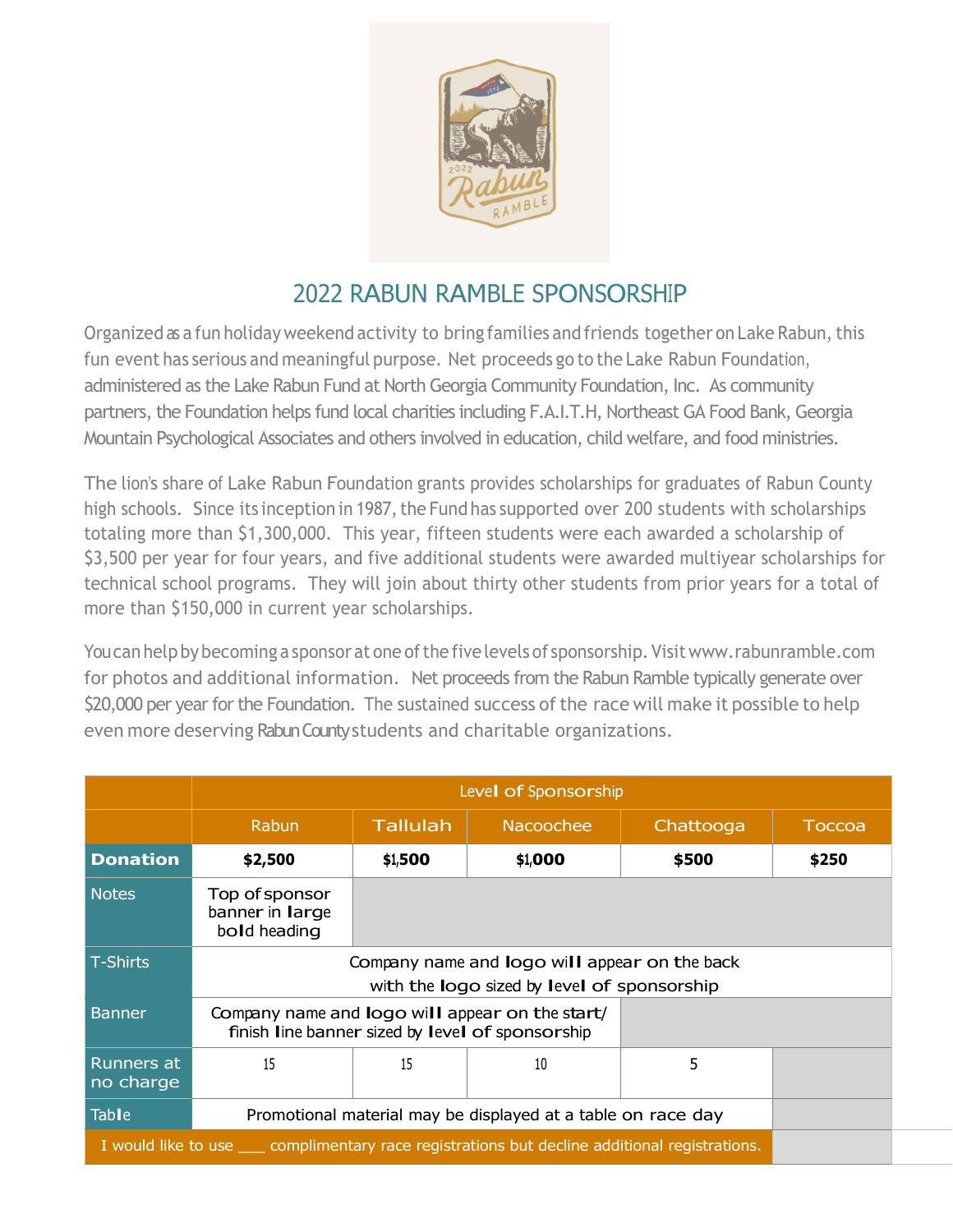# 2022 RABUN RAMBLE SPONSORSHIP

Organized as a fun holiday weekend activity to bring families and friends together on Lake Rabun, this fun event has serious and meaningful purpose. Net proceeds go to the Lake Rabun Foundation, administered as the Lake Rabun Fund at North Georgia Community Foundation, Inc. As community partners, the Foundation helps fund local charities including F.A.I.T.H, Northeast GA Food Bank, Georgia Mountain Psychological Associates and others involved in education, child welfare, and food ministries.

The lion's share of Lake Rabun Foundation grants provides scholarships for graduates of Rabun County high schools. Since its inception in 1987, the Fund has supported over 200 students with scholarships totaling more than $1,300,000. This year, fifteen students were each awarded a scholarship of $3,500 per year for four years, and five additional students were awarded multiyear scholarships for technical school programs. They will join about thirty other students from prior years for a total of more than $150,000 in current year scholarships.

You can help by becoming a sponsor at one of the five levels of sponsorship. Visit www.rabunramble.com for photos and additional information. Net proceeds from the Rabun Ramble typically generate over $20,000 per year for the Foundation. The sustained success of the race will make it possible to help even more deserving Rabun County students and charitable organizations.

| | Level of Sponsorship | | | | |
|---|---|---|---|---|---|
| | Rabun | Tallulah | Nacoochee | Chattooga | Toccoa |
| **Donation** | **$2,500** | **$1,500** | **$1,000** | **$500** | **$250** |
| Notes | Top of sponsor banner in large bold heading | | | | |
| T-Shirts | Company name and logo will appear on the back with the logo sized by level of sponsorship | | | | |
| Banner | Company name and logo will appear on the start/finish line banner sized by level of sponsorship | | | | |
| Runners at no charge | 15 | 15 | 10 | 5 | |
| Table | Promotional material may be displayed at a table on race day | | | | |
| I would like to use ___ complimentary race registrations but decline additional registrations. | | | | | |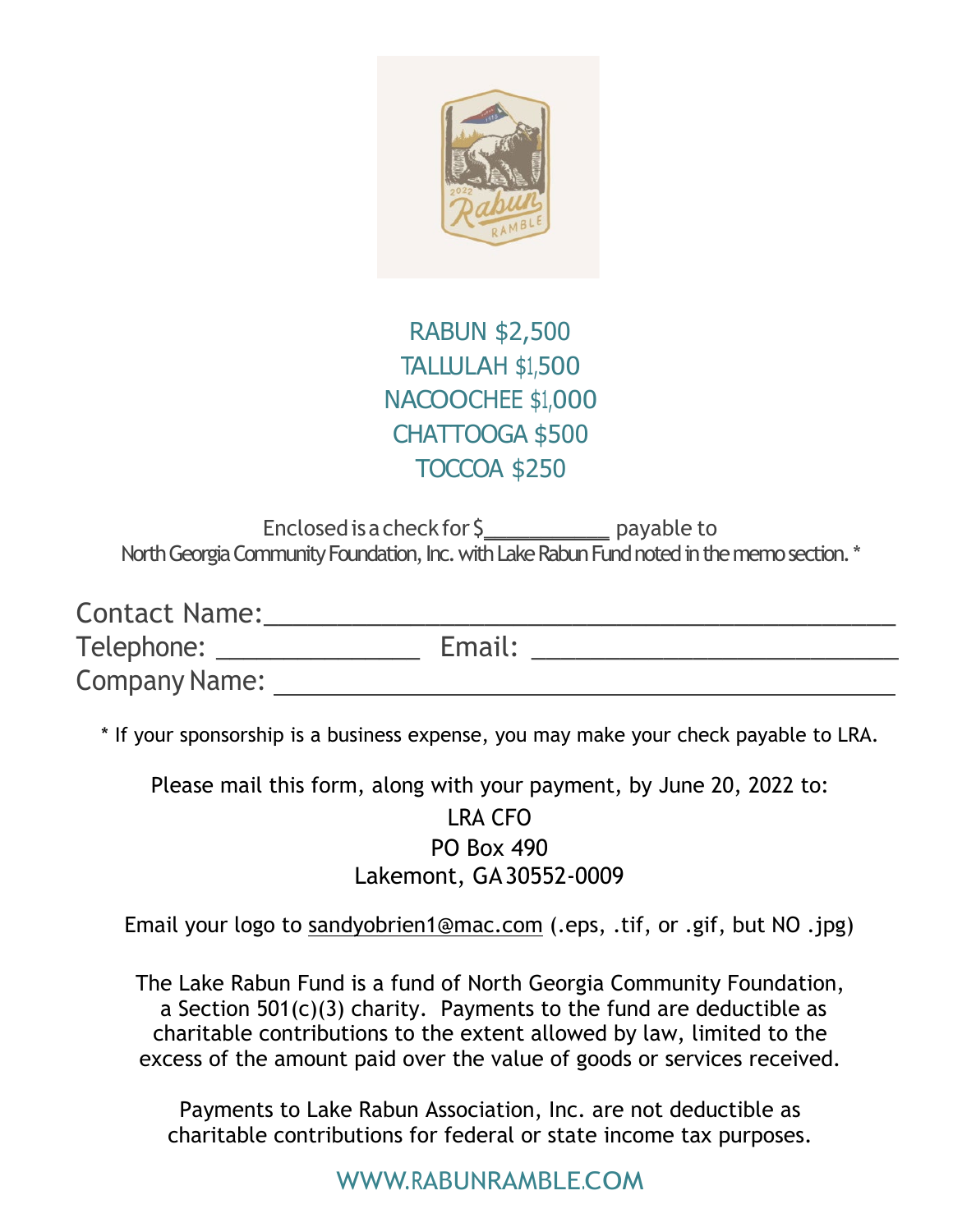RABUN $2,500
TALLULAH $1,500
NACOOCHEE $1,000
CHATTOOGA $500
TOCCOA $250

Enclosed is a check for $___________ payable to
North Georgia Community Foundation, Inc. with Lake Rabun Fund noted in the memo section. *

Contact Name:_____________________________________________

Telephone: ______________ Email: __________________________

Company Name: ____________________________________________

* If your sponsorship is a business expense, you may make your check payable to LRA.

Please mail this form, along with your payment, by June 20, 2022 to:

LRA CFO
PO Box 490
Lakemont, GA 30552-0009

Email your logo to sandyobrien1@mac.com (.eps, .tif, or .gif, but NO .jpg)

The Lake Rabun Fund is a fund of North Georgia Community Foundation, a Section 501(c)(3) charity. Payments to the fund are deductible as charitable contributions to the extent allowed by law, limited to the excess of the amount paid over the value of goods or services received.

Payments to Lake Rabun Association, Inc. are not deductible as charitable contributions for federal or state income tax purposes.

WWW.RABUNRAMBLE.COM